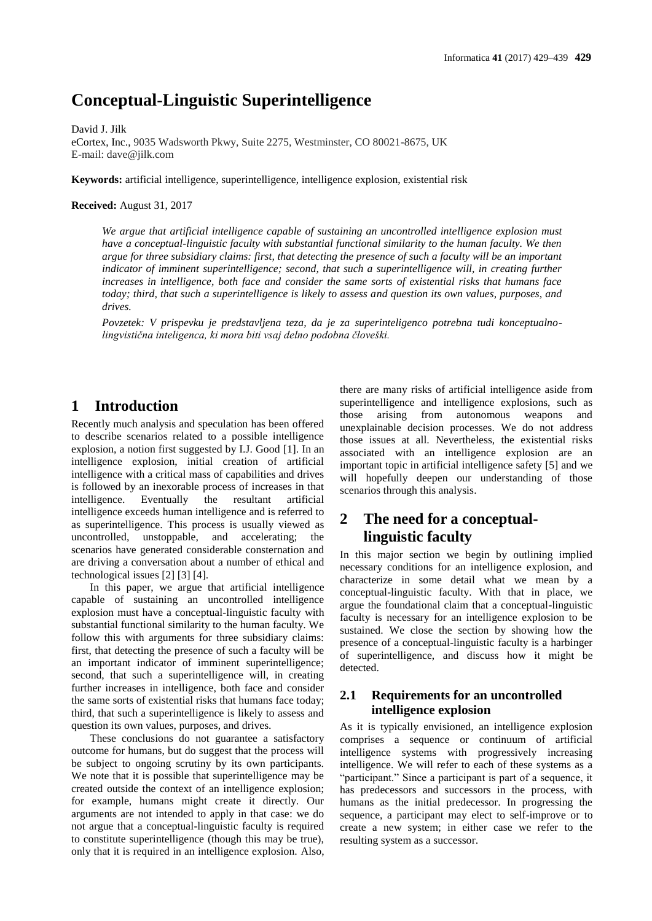# Conceptual-Linguistic Superintelligence

David J. Jilk
eCortex, Inc., 9035 Wadsworth Pkwy, Suite 2275, Westminster, CO 80021-8675, UK
E-mail: dave@jilk.com

**Keywords:** artificial intelligence, superintelligence, intelligence explosion, existential risk

**Received:** August 31, 2017

*We argue that artificial intelligence capable of sustaining an uncontrolled intelligence explosion must have a conceptual-linguistic faculty with substantial functional similarity to the human faculty. We then argue for three subsidiary claims: first, that detecting the presence of such a faculty will be an important indicator of imminent superintelligence; second, that such a superintelligence will, in creating further increases in intelligence, both face and consider the same sorts of existential risks that humans face today; third, that such a superintelligence is likely to assess and question its own values, purposes, and drives.*

*Povzetek: V prispevku je predstavljena teza, da je za superinteligenco potrebna tudi konceptualno-lingvistična inteligenca, ki mora biti vsaj delno podobna človeški.*

## 1 Introduction

Recently much analysis and speculation has been offered to describe scenarios related to a possible intelligence explosion, a notion first suggested by I.J. Good [1]. In an intelligence explosion, initial creation of artificial intelligence with a critical mass of capabilities and drives is followed by an inexorable process of increases in that intelligence. Eventually the resultant artificial intelligence exceeds human intelligence and is referred to as superintelligence. This process is usually viewed as uncontrolled, unstoppable, and accelerating; the scenarios have generated considerable consternation and are driving a conversation about a number of ethical and technological issues [2] [3] [4].

In this paper, we argue that artificial intelligence capable of sustaining an uncontrolled intelligence explosion must have a conceptual-linguistic faculty with substantial functional similarity to the human faculty. We follow this with arguments for three subsidiary claims: first, that detecting the presence of such a faculty will be an important indicator of imminent superintelligence; second, that such a superintelligence will, in creating further increases in intelligence, both face and consider the same sorts of existential risks that humans face today; third, that such a superintelligence is likely to assess and question its own values, purposes, and drives.

These conclusions do not guarantee a satisfactory outcome for humans, but do suggest that the process will be subject to ongoing scrutiny by its own participants. We note that it is possible that superintelligence may be created outside the context of an intelligence explosion; for example, humans might create it directly. Our arguments are not intended to apply in that case: we do not argue that a conceptual-linguistic faculty is required to constitute superintelligence (though this may be true), only that it is required in an intelligence explosion. Also, there are many risks of artificial intelligence aside from superintelligence and intelligence explosions, such as those arising from autonomous weapons and unexplainable decision processes. We do not address those issues at all. Nevertheless, the existential risks associated with an intelligence explosion are an important topic in artificial intelligence safety [5] and we will hopefully deepen our understanding of those scenarios through this analysis.

## 2 The need for a conceptual-linguistic faculty

In this major section we begin by outlining implied necessary conditions for an intelligence explosion, and characterize in some detail what we mean by a conceptual-linguistic faculty. With that in place, we argue the foundational claim that a conceptual-linguistic faculty is necessary for an intelligence explosion to be sustained. We close the section by showing how the presence of a conceptual-linguistic faculty is a harbinger of superintelligence, and discuss how it might be detected.

### 2.1 Requirements for an uncontrolled intelligence explosion

As it is typically envisioned, an intelligence explosion comprises a sequence or continuum of artificial intelligence systems with progressively increasing intelligence. We will refer to each of these systems as a "participant." Since a participant is part of a sequence, it has predecessors and successors in the process, with humans as the initial predecessor. In progressing the sequence, a participant may elect to self-improve or to create a new system; in either case we refer to the resulting system as a successor.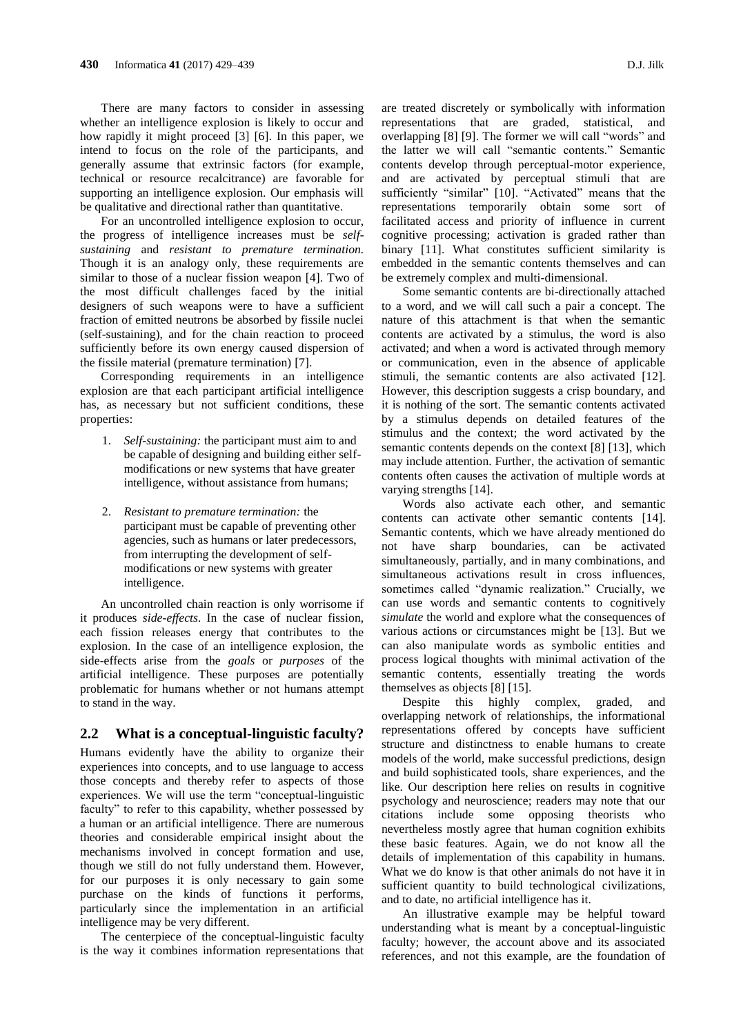There are many factors to consider in assessing whether an intelligence explosion is likely to occur and how rapidly it might proceed [3] [6]. In this paper, we intend to focus on the role of the participants, and generally assume that extrinsic factors (for example, technical or resource recalcitrance) are favorable for supporting an intelligence explosion. Our emphasis will be qualitative and directional rather than quantitative.

For an uncontrolled intelligence explosion to occur, the progress of intelligence increases must be *self-sustaining* and *resistant to premature termination.* Though it is an analogy only, these requirements are similar to those of a nuclear fission weapon [4]. Two of the most difficult challenges faced by the initial designers of such weapons were to have a sufficient fraction of emitted neutrons be absorbed by fissile nuclei (self-sustaining), and for the chain reaction to proceed sufficiently before its own energy caused dispersion of the fissile material (premature termination) [7].

Corresponding requirements in an intelligence explosion are that each participant artificial intelligence has, as necessary but not sufficient conditions, these properties:

1. *Self-sustaining:* the participant must aim to and be capable of designing and building either self-modifications or new systems that have greater intelligence, without assistance from humans;

2. *Resistant to premature termination:* the participant must be capable of preventing other agencies, such as humans or later predecessors, from interrupting the development of self-modifications or new systems with greater intelligence.

An uncontrolled chain reaction is only worrisome if it produces *side-effects*. In the case of nuclear fission, each fission releases energy that contributes to the explosion. In the case of an intelligence explosion, the side-effects arise from the *goals* or *purposes* of the artificial intelligence. These purposes are potentially problematic for humans whether or not humans attempt to stand in the way.

## 2.2 What is a conceptual-linguistic faculty?

Humans evidently have the ability to organize their experiences into concepts, and to use language to access those concepts and thereby refer to aspects of those experiences. We will use the term "conceptual-linguistic faculty" to refer to this capability, whether possessed by a human or an artificial intelligence. There are numerous theories and considerable empirical insight about the mechanisms involved in concept formation and use, though we still do not fully understand them. However, for our purposes it is only necessary to gain some purchase on the kinds of functions it performs, particularly since the implementation in an artificial intelligence may be very different.

The centerpiece of the conceptual-linguistic faculty is the way it combines information representations that are treated discretely or symbolically with information representations that are graded, statistical, and overlapping [8] [9]. The former we will call "words" and the latter we will call "semantic contents." Semantic contents develop through perceptual-motor experience, and are activated by perceptual stimuli that are sufficiently "similar" [10]. "Activated" means that the representations temporarily obtain some sort of facilitated access and priority of influence in current cognitive processing; activation is graded rather than binary [11]. What constitutes sufficient similarity is embedded in the semantic contents themselves and can be extremely complex and multi-dimensional.

Some semantic contents are bi-directionally attached to a word, and we will call such a pair a concept. The nature of this attachment is that when the semantic contents are activated by a stimulus, the word is also activated; and when a word is activated through memory or communication, even in the absence of applicable stimuli, the semantic contents are also activated [12]. However, this description suggests a crisp boundary, and it is nothing of the sort. The semantic contents activated by a stimulus depends on detailed features of the stimulus and the context; the word activated by the semantic contents depends on the context [8] [13], which may include attention. Further, the activation of semantic contents often causes the activation of multiple words at varying strengths [14].

Words also activate each other, and semantic contents can activate other semantic contents [14]. Semantic contents, which we have already mentioned do not have sharp boundaries, can be activated simultaneously, partially, and in many combinations, and simultaneous activations result in cross influences, sometimes called "dynamic realization." Crucially, we can use words and semantic contents to cognitively *simulate* the world and explore what the consequences of various actions or circumstances might be [13]. But we can also manipulate words as symbolic entities and process logical thoughts with minimal activation of the semantic contents, essentially treating the words themselves as objects [8] [15].

Despite this highly complex, graded, and overlapping network of relationships, the informational representations offered by concepts have sufficient structure and distinctness to enable humans to create models of the world, make successful predictions, design and build sophisticated tools, share experiences, and the like. Our description here relies on results in cognitive psychology and neuroscience; readers may note that our citations include some opposing theorists who nevertheless mostly agree that human cognition exhibits these basic features. Again, we do not know all the details of implementation of this capability in humans. What we do know is that other animals do not have it in sufficient quantity to build technological civilizations, and to date, no artificial intelligence has it.

An illustrative example may be helpful toward understanding what is meant by a conceptual-linguistic faculty; however, the account above and its associated references, and not this example, are the foundation of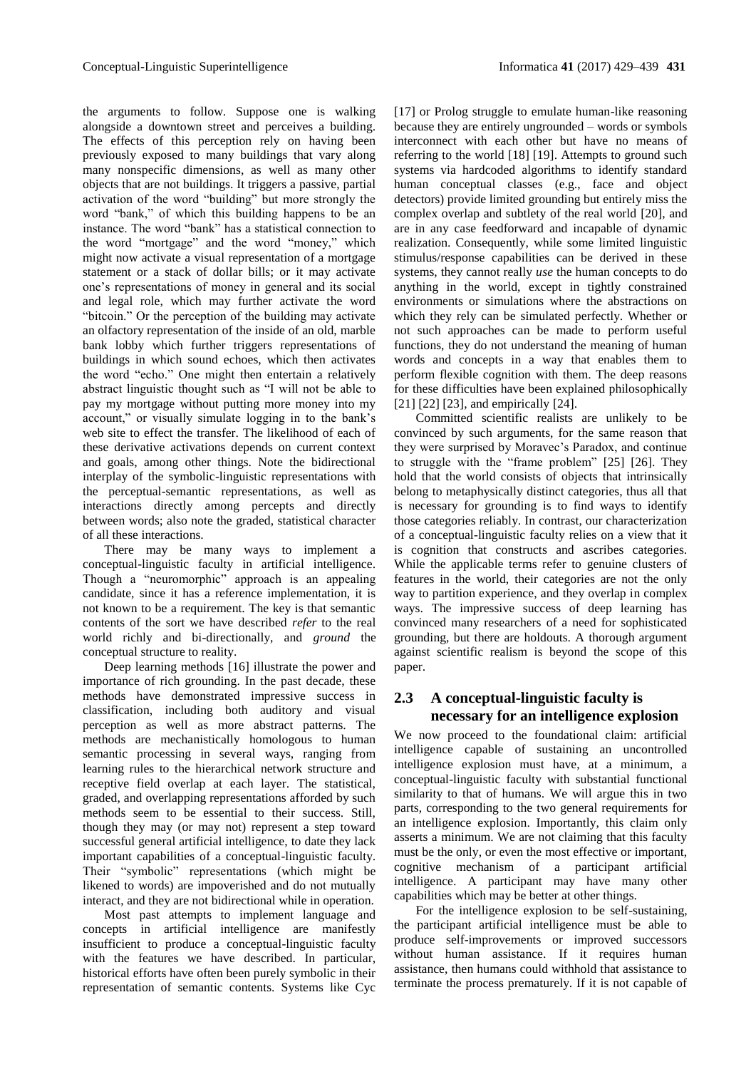the arguments to follow. Suppose one is walking alongside a downtown street and perceives a building. The effects of this perception rely on having been previously exposed to many buildings that vary along many nonspecific dimensions, as well as many other objects that are not buildings. It triggers a passive, partial activation of the word "building" but more strongly the word "bank," of which this building happens to be an instance. The word "bank" has a statistical connection to the word "mortgage" and the word "money," which might now activate a visual representation of a mortgage statement or a stack of dollar bills; or it may activate one's representations of money in general and its social and legal role, which may further activate the word "bitcoin." Or the perception of the building may activate an olfactory representation of the inside of an old, marble bank lobby which further triggers representations of buildings in which sound echoes, which then activates the word "echo." One might then entertain a relatively abstract linguistic thought such as "I will not be able to pay my mortgage without putting more money into my account," or visually simulate logging in to the bank's web site to effect the transfer. The likelihood of each of these derivative activations depends on current context and goals, among other things. Note the bidirectional interplay of the symbolic-linguistic representations with the perceptual-semantic representations, as well as interactions directly among percepts and directly between words; also note the graded, statistical character of all these interactions.

There may be many ways to implement a conceptual-linguistic faculty in artificial intelligence. Though a "neuromorphic" approach is an appealing candidate, since it has a reference implementation, it is not known to be a requirement. The key is that semantic contents of the sort we have described *refer* to the real world richly and bi-directionally, and *ground* the conceptual structure to reality.

Deep learning methods [16] illustrate the power and importance of rich grounding. In the past decade, these methods have demonstrated impressive success in classification, including both auditory and visual perception as well as more abstract patterns. The methods are mechanistically homologous to human semantic processing in several ways, ranging from learning rules to the hierarchical network structure and receptive field overlap at each layer. The statistical, graded, and overlapping representations afforded by such methods seem to be essential to their success. Still, though they may (or may not) represent a step toward successful general artificial intelligence, to date they lack important capabilities of a conceptual-linguistic faculty. Their "symbolic" representations (which might be likened to words) are impoverished and do not mutually interact, and they are not bidirectional while in operation.

Most past attempts to implement language and concepts in artificial intelligence are manifestly insufficient to produce a conceptual-linguistic faculty with the features we have described. In particular, historical efforts have often been purely symbolic in their representation of semantic contents. Systems like Cyc [17] or Prolog struggle to emulate human-like reasoning because they are entirely ungrounded – words or symbols interconnect with each other but have no means of referring to the world [18] [19]. Attempts to ground such systems via hardcoded algorithms to identify standard human conceptual classes (e.g., face and object detectors) provide limited grounding but entirely miss the complex overlap and subtlety of the real world [20], and are in any case feedforward and incapable of dynamic realization. Consequently, while some limited linguistic stimulus/response capabilities can be derived in these systems, they cannot really *use* the human concepts to do anything in the world, except in tightly constrained environments or simulations where the abstractions on which they rely can be simulated perfectly. Whether or not such approaches can be made to perform useful functions, they do not understand the meaning of human words and concepts in a way that enables them to perform flexible cognition with them. The deep reasons for these difficulties have been explained philosophically [21] [22] [23], and empirically [24].

Committed scientific realists are unlikely to be convinced by such arguments, for the same reason that they were surprised by Moravec's Paradox, and continue to struggle with the "frame problem" [25] [26]. They hold that the world consists of objects that intrinsically belong to metaphysically distinct categories, thus all that is necessary for grounding is to find ways to identify those categories reliably. In contrast, our characterization of a conceptual-linguistic faculty relies on a view that it is cognition that constructs and ascribes categories. While the applicable terms refer to genuine clusters of features in the world, their categories are not the only way to partition experience, and they overlap in complex ways. The impressive success of deep learning has convinced many researchers of a need for sophisticated grounding, but there are holdouts. A thorough argument against scientific realism is beyond the scope of this paper.

## 2.3 A conceptual-linguistic faculty is necessary for an intelligence explosion

We now proceed to the foundational claim: artificial intelligence capable of sustaining an uncontrolled intelligence explosion must have, at a minimum, a conceptual-linguistic faculty with substantial functional similarity to that of humans. We will argue this in two parts, corresponding to the two general requirements for an intelligence explosion. Importantly, this claim only asserts a minimum. We are not claiming that this faculty must be the only, or even the most effective or important, cognitive mechanism of a participant artificial intelligence. A participant may have many other capabilities which may be better at other things.

For the intelligence explosion to be self-sustaining, the participant artificial intelligence must be able to produce self-improvements or improved successors without human assistance. If it requires human assistance, then humans could withhold that assistance to terminate the process prematurely. If it is not capable of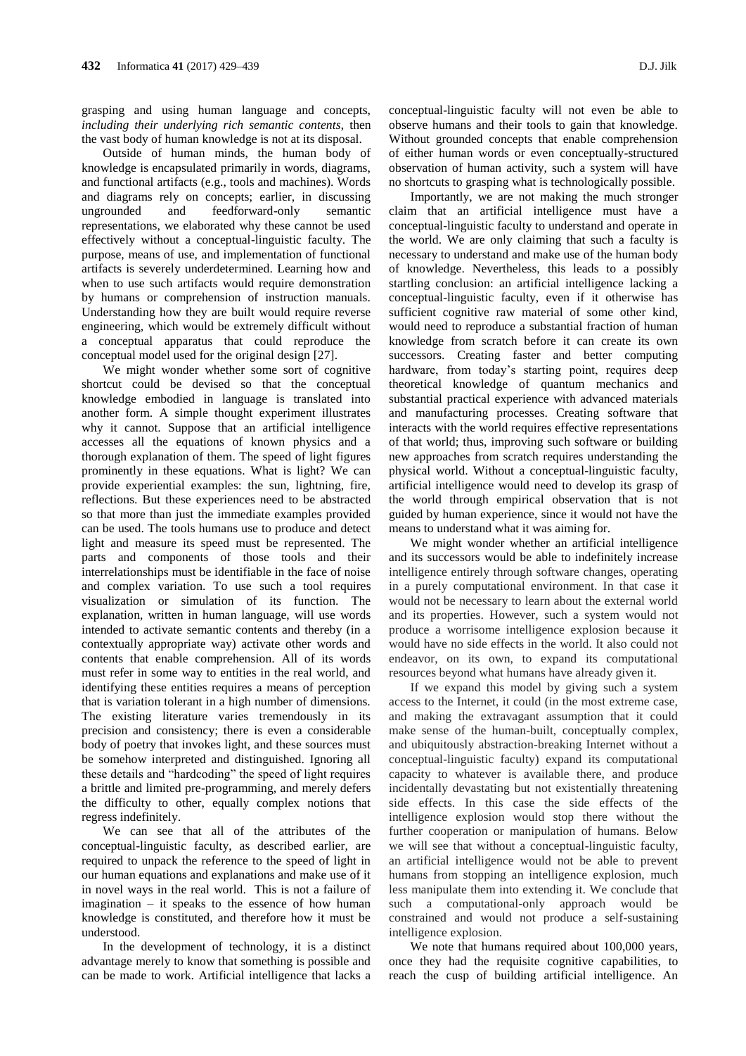grasping and using human language and concepts, *including their underlying rich semantic contents*, then the vast body of human knowledge is not at its disposal.

Outside of human minds, the human body of knowledge is encapsulated primarily in words, diagrams, and functional artifacts (e.g., tools and machines). Words and diagrams rely on concepts; earlier, in discussing ungrounded and feedforward-only semantic representations, we elaborated why these cannot be used effectively without a conceptual-linguistic faculty. The purpose, means of use, and implementation of functional artifacts is severely underdetermined. Learning how and when to use such artifacts would require demonstration by humans or comprehension of instruction manuals. Understanding how they are built would require reverse engineering, which would be extremely difficult without a conceptual apparatus that could reproduce the conceptual model used for the original design [27].

We might wonder whether some sort of cognitive shortcut could be devised so that the conceptual knowledge embodied in language is translated into another form. A simple thought experiment illustrates why it cannot. Suppose that an artificial intelligence accesses all the equations of known physics and a thorough explanation of them. The speed of light figures prominently in these equations. What is light? We can provide experiential examples: the sun, lightning, fire, reflections. But these experiences need to be abstracted so that more than just the immediate examples provided can be used. The tools humans use to produce and detect light and measure its speed must be represented. The parts and components of those tools and their interrelationships must be identifiable in the face of noise and complex variation. To use such a tool requires visualization or simulation of its function. The explanation, written in human language, will use words intended to activate semantic contents and thereby (in a contextually appropriate way) activate other words and contents that enable comprehension. All of its words must refer in some way to entities in the real world, and identifying these entities requires a means of perception that is variation tolerant in a high number of dimensions. The existing literature varies tremendously in its precision and consistency; there is even a considerable body of poetry that invokes light, and these sources must be somehow interpreted and distinguished. Ignoring all these details and "hardcoding" the speed of light requires a brittle and limited pre-programming, and merely defers the difficulty to other, equally complex notions that regress indefinitely.

We can see that all of the attributes of the conceptual-linguistic faculty, as described earlier, are required to unpack the reference to the speed of light in our human equations and explanations and make use of it in novel ways in the real world. This is not a failure of imagination – it speaks to the essence of how human knowledge is constituted, and therefore how it must be understood.

In the development of technology, it is a distinct advantage merely to know that something is possible and can be made to work. Artificial intelligence that lacks a conceptual-linguistic faculty will not even be able to observe humans and their tools to gain that knowledge. Without grounded concepts that enable comprehension of either human words or even conceptually-structured observation of human activity, such a system will have no shortcuts to grasping what is technologically possible.

Importantly, we are not making the much stronger claim that an artificial intelligence must have a conceptual-linguistic faculty to understand and operate in the world. We are only claiming that such a faculty is necessary to understand and make use of the human body of knowledge. Nevertheless, this leads to a possibly startling conclusion: an artificial intelligence lacking a conceptual-linguistic faculty, even if it otherwise has sufficient cognitive raw material of some other kind, would need to reproduce a substantial fraction of human knowledge from scratch before it can create its own successors. Creating faster and better computing hardware, from today's starting point, requires deep theoretical knowledge of quantum mechanics and substantial practical experience with advanced materials and manufacturing processes. Creating software that interacts with the world requires effective representations of that world; thus, improving such software or building new approaches from scratch requires understanding the physical world. Without a conceptual-linguistic faculty, artificial intelligence would need to develop its grasp of the world through empirical observation that is not guided by human experience, since it would not have the means to understand what it was aiming for.

We might wonder whether an artificial intelligence and its successors would be able to indefinitely increase intelligence entirely through software changes, operating in a purely computational environment. In that case it would not be necessary to learn about the external world and its properties. However, such a system would not produce a worrisome intelligence explosion because it would have no side effects in the world. It also could not endeavor, on its own, to expand its computational resources beyond what humans have already given it.

If we expand this model by giving such a system access to the Internet, it could (in the most extreme case, and making the extravagant assumption that it could make sense of the human-built, conceptually complex, and ubiquitously abstraction-breaking Internet without a conceptual-linguistic faculty) expand its computational capacity to whatever is available there, and produce incidentally devastating but not existentially threatening side effects. In this case the side effects of the intelligence explosion would stop there without the further cooperation or manipulation of humans. Below we will see that without a conceptual-linguistic faculty, an artificial intelligence would not be able to prevent humans from stopping an intelligence explosion, much less manipulate them into extending it. We conclude that such a computational-only approach would be constrained and would not produce a self-sustaining intelligence explosion.

We note that humans required about 100,000 years, once they had the requisite cognitive capabilities, to reach the cusp of building artificial intelligence. An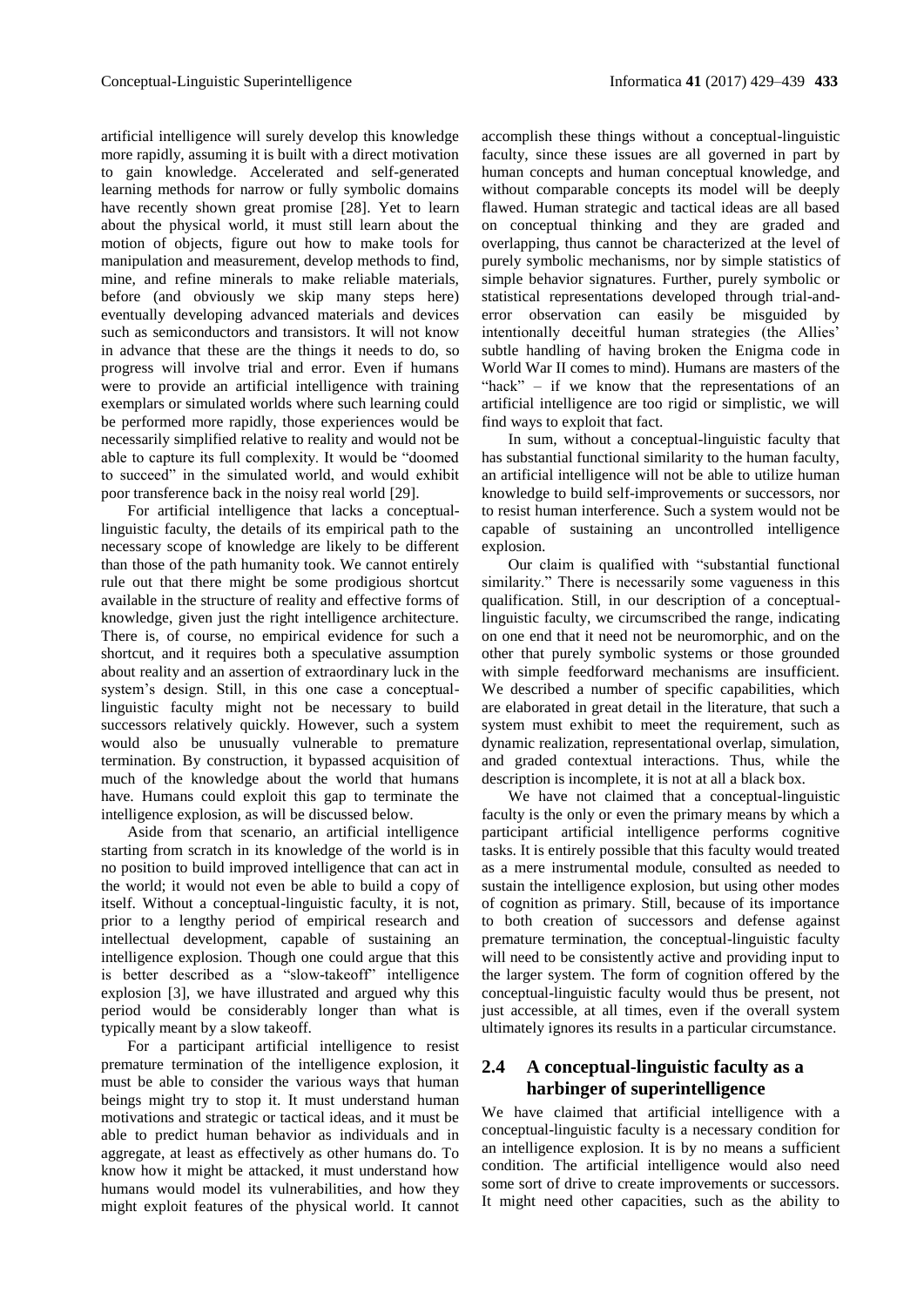artificial intelligence will surely develop this knowledge more rapidly, assuming it is built with a direct motivation to gain knowledge. Accelerated and self-generated learning methods for narrow or fully symbolic domains have recently shown great promise [28]. Yet to learn about the physical world, it must still learn about the motion of objects, figure out how to make tools for manipulation and measurement, develop methods to find, mine, and refine minerals to make reliable materials, before (and obviously we skip many steps here) eventually developing advanced materials and devices such as semiconductors and transistors. It will not know in advance that these are the things it needs to do, so progress will involve trial and error. Even if humans were to provide an artificial intelligence with training exemplars or simulated worlds where such learning could be performed more rapidly, those experiences would be necessarily simplified relative to reality and would not be able to capture its full complexity. It would be "doomed to succeed" in the simulated world, and would exhibit poor transference back in the noisy real world [29].

For artificial intelligence that lacks a conceptual-linguistic faculty, the details of its empirical path to the necessary scope of knowledge are likely to be different than those of the path humanity took. We cannot entirely rule out that there might be some prodigious shortcut available in the structure of reality and effective forms of knowledge, given just the right intelligence architecture. There is, of course, no empirical evidence for such a shortcut, and it requires both a speculative assumption about reality and an assertion of extraordinary luck in the system's design. Still, in this one case a conceptual-linguistic faculty might not be necessary to build successors relatively quickly. However, such a system would also be unusually vulnerable to premature termination. By construction, it bypassed acquisition of much of the knowledge about the world that humans have. Humans could exploit this gap to terminate the intelligence explosion, as will be discussed below.

Aside from that scenario, an artificial intelligence starting from scratch in its knowledge of the world is in no position to build improved intelligence that can act in the world; it would not even be able to build a copy of itself. Without a conceptual-linguistic faculty, it is not, prior to a lengthy period of empirical research and intellectual development, capable of sustaining an intelligence explosion. Though one could argue that this is better described as a "slow-takeoff" intelligence explosion [3], we have illustrated and argued why this period would be considerably longer than what is typically meant by a slow takeoff.

For a participant artificial intelligence to resist premature termination of the intelligence explosion, it must be able to consider the various ways that human beings might try to stop it. It must understand human motivations and strategic or tactical ideas, and it must be able to predict human behavior as individuals and in aggregate, at least as effectively as other humans do. To know how it might be attacked, it must understand how humans would model its vulnerabilities, and how they might exploit features of the physical world. It cannot accomplish these things without a conceptual-linguistic faculty, since these issues are all governed in part by human concepts and human conceptual knowledge, and without comparable concepts its model will be deeply flawed. Human strategic and tactical ideas are all based on conceptual thinking and they are graded and overlapping, thus cannot be characterized at the level of purely symbolic mechanisms, nor by simple statistics of simple behavior signatures. Further, purely symbolic or statistical representations developed through trial-and-error observation can easily be misguided by intentionally deceitful human strategies (the Allies' subtle handling of having broken the Enigma code in World War II comes to mind). Humans are masters of the "hack" – if we know that the representations of an artificial intelligence are too rigid or simplistic, we will find ways to exploit that fact.

In sum, without a conceptual-linguistic faculty that has substantial functional similarity to the human faculty, an artificial intelligence will not be able to utilize human knowledge to build self-improvements or successors, nor to resist human interference. Such a system would not be capable of sustaining an uncontrolled intelligence explosion.

Our claim is qualified with "substantial functional similarity." There is necessarily some vagueness in this qualification. Still, in our description of a conceptual-linguistic faculty, we circumscribed the range, indicating on one end that it need not be neuromorphic, and on the other that purely symbolic systems or those grounded with simple feedforward mechanisms are insufficient. We described a number of specific capabilities, which are elaborated in great detail in the literature, that such a system must exhibit to meet the requirement, such as dynamic realization, representational overlap, simulation, and graded contextual interactions. Thus, while the description is incomplete, it is not at all a black box.

We have not claimed that a conceptual-linguistic faculty is the only or even the primary means by which a participant artificial intelligence performs cognitive tasks. It is entirely possible that this faculty would treated as a mere instrumental module, consulted as needed to sustain the intelligence explosion, but using other modes of cognition as primary. Still, because of its importance to both creation of successors and defense against premature termination, the conceptual-linguistic faculty will need to be consistently active and providing input to the larger system. The form of cognition offered by the conceptual-linguistic faculty would thus be present, not just accessible, at all times, even if the overall system ultimately ignores its results in a particular circumstance.

## 2.4 A conceptual-linguistic faculty as a harbinger of superintelligence

We have claimed that artificial intelligence with a conceptual-linguistic faculty is a necessary condition for an intelligence explosion. It is by no means a sufficient condition. The artificial intelligence would also need some sort of drive to create improvements or successors. It might need other capacities, such as the ability to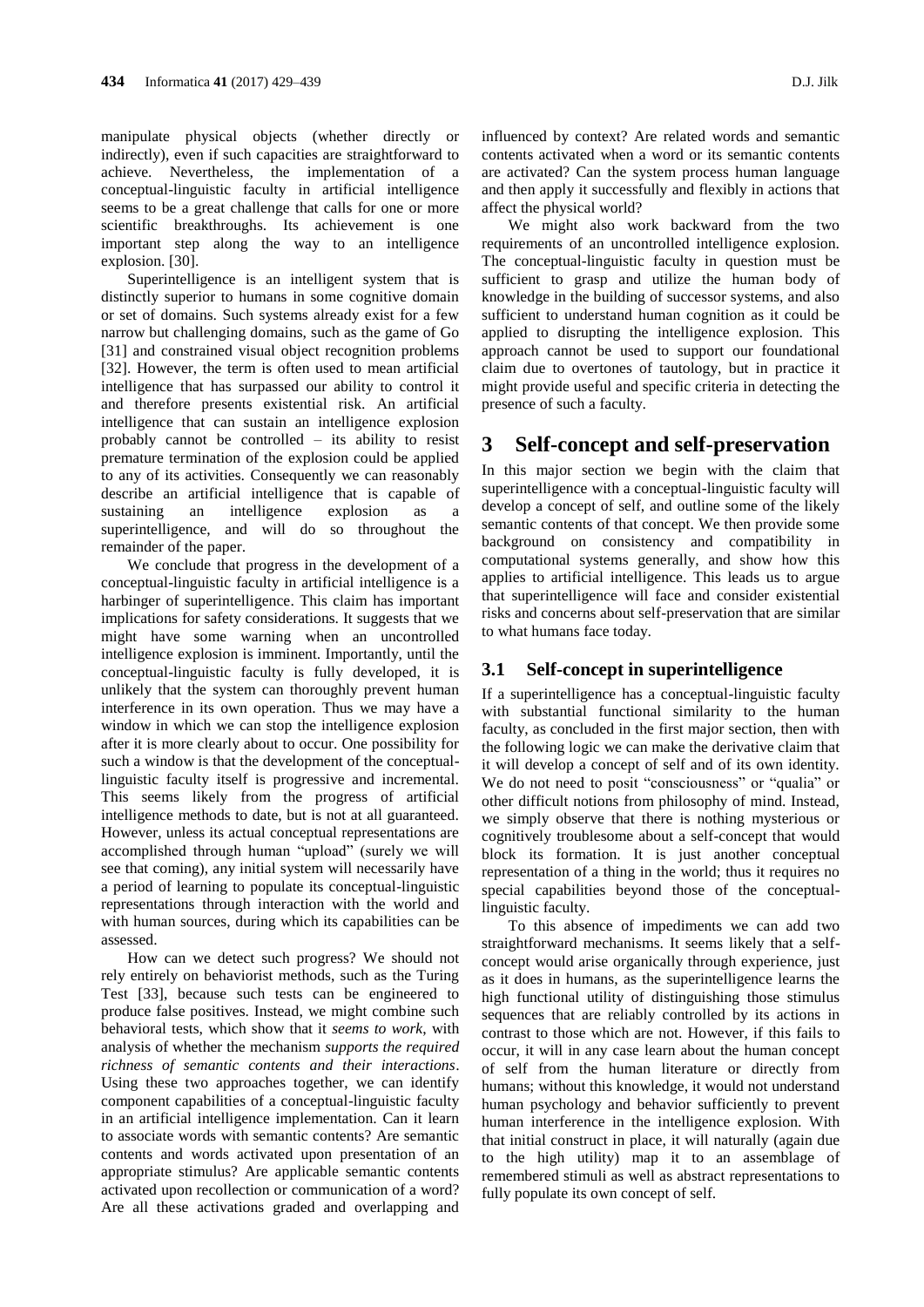manipulate physical objects (whether directly or indirectly), even if such capacities are straightforward to achieve. Nevertheless, the implementation of a conceptual-linguistic faculty in artificial intelligence seems to be a great challenge that calls for one or more scientific breakthroughs. Its achievement is one important step along the way to an intelligence explosion. [30].

Superintelligence is an intelligent system that is distinctly superior to humans in some cognitive domain or set of domains. Such systems already exist for a few narrow but challenging domains, such as the game of Go [31] and constrained visual object recognition problems [32]. However, the term is often used to mean artificial intelligence that has surpassed our ability to control it and therefore presents existential risk. An artificial intelligence that can sustain an intelligence explosion probably cannot be controlled – its ability to resist premature termination of the explosion could be applied to any of its activities. Consequently we can reasonably describe an artificial intelligence that is capable of sustaining an intelligence explosion as a superintelligence, and will do so throughout the remainder of the paper.

We conclude that progress in the development of a conceptual-linguistic faculty in artificial intelligence is a harbinger of superintelligence. This claim has important implications for safety considerations. It suggests that we might have some warning when an uncontrolled intelligence explosion is imminent. Importantly, until the conceptual-linguistic faculty is fully developed, it is unlikely that the system can thoroughly prevent human interference in its own operation. Thus we may have a window in which we can stop the intelligence explosion after it is more clearly about to occur. One possibility for such a window is that the development of the conceptual-linguistic faculty itself is progressive and incremental. This seems likely from the progress of artificial intelligence methods to date, but is not at all guaranteed. However, unless its actual conceptual representations are accomplished through human "upload" (surely we will see that coming), any initial system will necessarily have a period of learning to populate its conceptual-linguistic representations through interaction with the world and with human sources, during which its capabilities can be assessed.

How can we detect such progress? We should not rely entirely on behaviorist methods, such as the Turing Test [33], because such tests can be engineered to produce false positives. Instead, we might combine such behavioral tests, which show that it *seems to work*, with analysis of whether the mechanism *supports the required richness of semantic contents and their interactions*. Using these two approaches together, we can identify component capabilities of a conceptual-linguistic faculty in an artificial intelligence implementation. Can it learn to associate words with semantic contents? Are semantic contents and words activated upon presentation of an appropriate stimulus? Are applicable semantic contents activated upon recollection or communication of a word? Are all these activations graded and overlapping and influenced by context? Are related words and semantic contents activated when a word or its semantic contents are activated? Can the system process human language and then apply it successfully and flexibly in actions that affect the physical world?

We might also work backward from the two requirements of an uncontrolled intelligence explosion. The conceptual-linguistic faculty in question must be sufficient to grasp and utilize the human body of knowledge in the building of successor systems, and also sufficient to understand human cognition as it could be applied to disrupting the intelligence explosion. This approach cannot be used to support our foundational claim due to overtones of tautology, but in practice it might provide useful and specific criteria in detecting the presence of such a faculty.

# 3 Self-concept and self-preservation

In this major section we begin with the claim that superintelligence with a conceptual-linguistic faculty will develop a concept of self, and outline some of the likely semantic contents of that concept. We then provide some background on consistency and compatibility in computational systems generally, and show how this applies to artificial intelligence. This leads us to argue that superintelligence will face and consider existential risks and concerns about self-preservation that are similar to what humans face today.

## 3.1 Self-concept in superintelligence

If a superintelligence has a conceptual-linguistic faculty with substantial functional similarity to the human faculty, as concluded in the first major section, then with the following logic we can make the derivative claim that it will develop a concept of self and of its own identity. We do not need to posit "consciousness" or "qualia" or other difficult notions from philosophy of mind. Instead, we simply observe that there is nothing mysterious or cognitively troublesome about a self-concept that would block its formation. It is just another conceptual representation of a thing in the world; thus it requires no special capabilities beyond those of the conceptual-linguistic faculty.

To this absence of impediments we can add two straightforward mechanisms. It seems likely that a self-concept would arise organically through experience, just as it does in humans, as the superintelligence learns the high functional utility of distinguishing those stimulus sequences that are reliably controlled by its actions in contrast to those which are not. However, if this fails to occur, it will in any case learn about the human concept of self from the human literature or directly from humans; without this knowledge, it would not understand human psychology and behavior sufficiently to prevent human interference in the intelligence explosion. With that initial construct in place, it will naturally (again due to the high utility) map it to an assemblage of remembered stimuli as well as abstract representations to fully populate its own concept of self.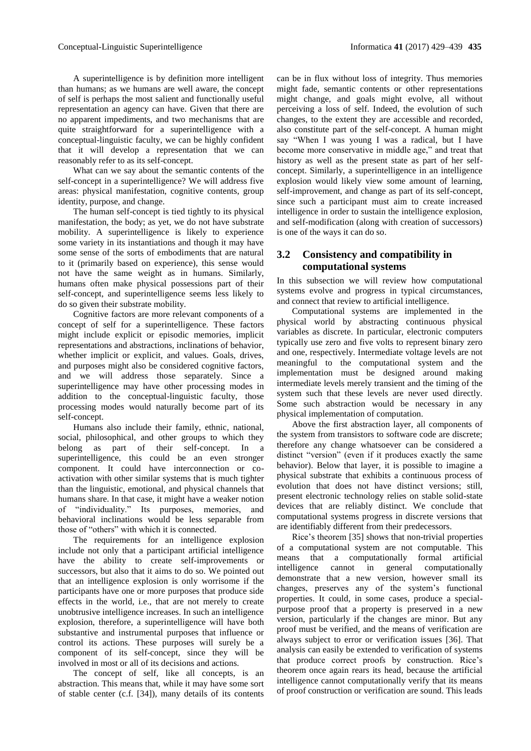A superintelligence is by definition more intelligent than humans; as we humans are well aware, the concept of self is perhaps the most salient and functionally useful representation an agency can have. Given that there are no apparent impediments, and two mechanisms that are quite straightforward for a superintelligence with a conceptual-linguistic faculty, we can be highly confident that it will develop a representation that we can reasonably refer to as its self-concept.

What can we say about the semantic contents of the self-concept in a superintelligence? We will address five areas: physical manifestation, cognitive contents, group identity, purpose, and change.

The human self-concept is tied tightly to its physical manifestation, the body; as yet, we do not have substrate mobility. A superintelligence is likely to experience some variety in its instantiations and though it may have some sense of the sorts of embodiments that are natural to it (primarily based on experience), this sense would not have the same weight as in humans. Similarly, humans often make physical possessions part of their self-concept, and superintelligence seems less likely to do so given their substrate mobility.

Cognitive factors are more relevant components of a concept of self for a superintelligence. These factors might include explicit or episodic memories, implicit representations and abstractions, inclinations of behavior, whether implicit or explicit, and values. Goals, drives, and purposes might also be considered cognitive factors, and we will address those separately. Since a superintelligence may have other processing modes in addition to the conceptual-linguistic faculty, those processing modes would naturally become part of its self-concept.

Humans also include their family, ethnic, national, social, philosophical, and other groups to which they belong as part of their self-concept. In a superintelligence, this could be an even stronger component. It could have interconnection or co-activation with other similar systems that is much tighter than the linguistic, emotional, and physical channels that humans share. In that case, it might have a weaker notion of "individuality." Its purposes, memories, and behavioral inclinations would be less separable from those of "others" with which it is connected.

The requirements for an intelligence explosion include not only that a participant artificial intelligence have the ability to create self-improvements or successors, but also that it aims to do so. We pointed out that an intelligence explosion is only worrisome if the participants have one or more purposes that produce side effects in the world, i.e., that are not merely to create unobtrusive intelligence increases. In such an intelligence explosion, therefore, a superintelligence will have both substantive and instrumental purposes that influence or control its actions. These purposes will surely be a component of its self-concept, since they will be involved in most or all of its decisions and actions.

The concept of self, like all concepts, is an abstraction. This means that, while it may have some sort of stable center (c.f. [34]), many details of its contents can be in flux without loss of integrity. Thus memories might fade, semantic contents or other representations might change, and goals might evolve, all without perceiving a loss of self. Indeed, the evolution of such changes, to the extent they are accessible and recorded, also constitute part of the self-concept. A human might say "When I was young I was a radical, but I have become more conservative in middle age," and treat that history as well as the present state as part of her self-concept. Similarly, a superintelligence in an intelligence explosion would likely view some amount of learning, self-improvement, and change as part of its self-concept, since such a participant must aim to create increased intelligence in order to sustain the intelligence explosion, and self-modification (along with creation of successors) is one of the ways it can do so.

## 3.2 Consistency and compatibility in computational systems

In this subsection we will review how computational systems evolve and progress in typical circumstances, and connect that review to artificial intelligence.

Computational systems are implemented in the physical world by abstracting continuous physical variables as discrete. In particular, electronic computers typically use zero and five volts to represent binary zero and one, respectively. Intermediate voltage levels are not meaningful to the computational system and the implementation must be designed around making intermediate levels merely transient and the timing of the system such that these levels are never used directly. Some such abstraction would be necessary in any physical implementation of computation.

Above the first abstraction layer, all components of the system from transistors to software code are discrete; therefore any change whatsoever can be considered a distinct "version" (even if it produces exactly the same behavior). Below that layer, it is possible to imagine a physical substrate that exhibits a continuous process of evolution that does not have distinct versions; still, present electronic technology relies on stable solid-state devices that are reliably distinct. We conclude that computational systems progress in discrete versions that are identifiably different from their predecessors.

Rice's theorem [35] shows that non-trivial properties of a computational system are not computable. This means that a computationally formal artificial intelligence cannot in general computationally demonstrate that a new version, however small its changes, preserves any of the system's functional properties. It could, in some cases, produce a special-purpose proof that a property is preserved in a new version, particularly if the changes are minor. But any proof must be verified, and the means of verification are always subject to error or verification issues [36]. That analysis can easily be extended to verification of systems that produce correct proofs by construction. Rice's theorem once again rears its head, because the artificial intelligence cannot computationally verify that its means of proof construction or verification are sound. This leads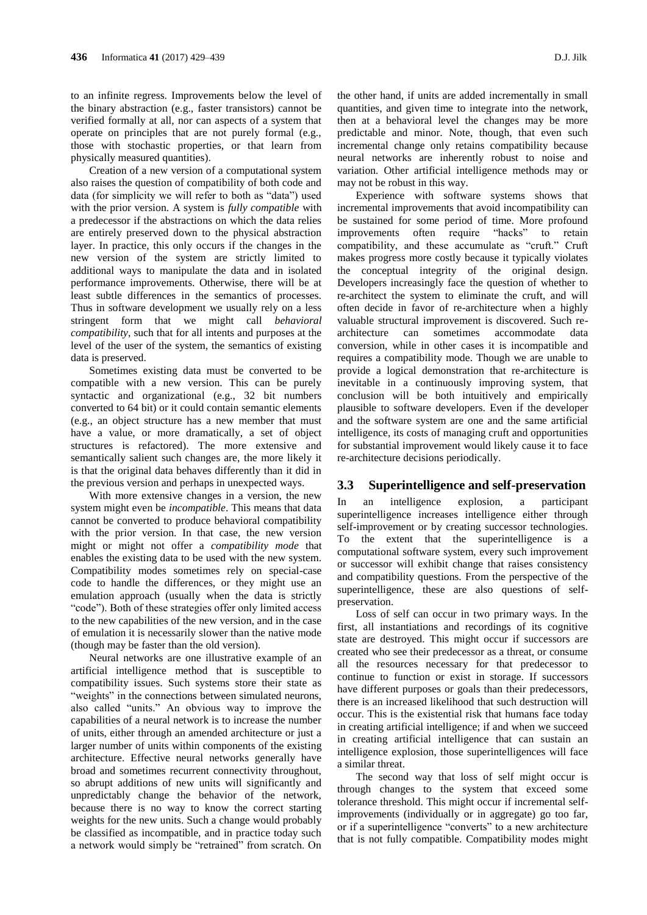to an infinite regress. Improvements below the level of the binary abstraction (e.g., faster transistors) cannot be verified formally at all, nor can aspects of a system that operate on principles that are not purely formal (e.g., those with stochastic properties, or that learn from physically measured quantities).

Creation of a new version of a computational system also raises the question of compatibility of both code and data (for simplicity we will refer to both as "data") used with the prior version. A system is *fully compatible* with a predecessor if the abstractions on which the data relies are entirely preserved down to the physical abstraction layer. In practice, this only occurs if the changes in the new version of the system are strictly limited to additional ways to manipulate the data and in isolated performance improvements. Otherwise, there will be at least subtle differences in the semantics of processes. Thus in software development we usually rely on a less stringent form that we might call *behavioral compatibility*, such that for all intents and purposes at the level of the user of the system, the semantics of existing data is preserved.

Sometimes existing data must be converted to be compatible with a new version. This can be purely syntactic and organizational (e.g., 32 bit numbers converted to 64 bit) or it could contain semantic elements (e.g., an object structure has a new member that must have a value, or more dramatically, a set of object structures is refactored). The more extensive and semantically salient such changes are, the more likely it is that the original data behaves differently than it did in the previous version and perhaps in unexpected ways.

With more extensive changes in a version, the new system might even be *incompatible*. This means that data cannot be converted to produce behavioral compatibility with the prior version. In that case, the new version might or might not offer a *compatibility mode* that enables the existing data to be used with the new system. Compatibility modes sometimes rely on special-case code to handle the differences, or they might use an emulation approach (usually when the data is strictly "code"). Both of these strategies offer only limited access to the new capabilities of the new version, and in the case of emulation it is necessarily slower than the native mode (though may be faster than the old version).

Neural networks are one illustrative example of an artificial intelligence method that is susceptible to compatibility issues. Such systems store their state as "weights" in the connections between simulated neurons, also called "units." An obvious way to improve the capabilities of a neural network is to increase the number of units, either through an amended architecture or just a larger number of units within components of the existing architecture. Effective neural networks generally have broad and sometimes recurrent connectivity throughout, so abrupt additions of new units will significantly and unpredictably change the behavior of the network, because there is no way to know the correct starting weights for the new units. Such a change would probably be classified as incompatible, and in practice today such a network would simply be "retrained" from scratch. On the other hand, if units are added incrementally in small quantities, and given time to integrate into the network, then at a behavioral level the changes may be more predictable and minor. Note, though, that even such incremental change only retains compatibility because neural networks are inherently robust to noise and variation. Other artificial intelligence methods may or may not be robust in this way.

Experience with software systems shows that incremental improvements that avoid incompatibility can be sustained for some period of time. More profound improvements often require "hacks" to retain compatibility, and these accumulate as "cruft." Cruft makes progress more costly because it typically violates the conceptual integrity of the original design. Developers increasingly face the question of whether to re-architect the system to eliminate the cruft, and will often decide in favor of re-architecture when a highly valuable structural improvement is discovered. Such re-architecture can sometimes accommodate data conversion, while in other cases it is incompatible and requires a compatibility mode. Though we are unable to provide a logical demonstration that re-architecture is inevitable in a continuously improving system, that conclusion will be both intuitively and empirically plausible to software developers. Even if the developer and the software system are one and the same artificial intelligence, its costs of managing cruft and opportunities for substantial improvement would likely cause it to face re-architecture decisions periodically.

### 3.3 Superintelligence and self-preservation

In an intelligence explosion, a participant superintelligence increases intelligence either through self-improvement or by creating successor technologies. To the extent that the superintelligence is a computational software system, every such improvement or successor will exhibit change that raises consistency and compatibility questions. From the perspective of the superintelligence, these are also questions of self-preservation.

Loss of self can occur in two primary ways. In the first, all instantiations and recordings of its cognitive state are destroyed. This might occur if successors are created who see their predecessor as a threat, or consume all the resources necessary for that predecessor to continue to function or exist in storage. If successors have different purposes or goals than their predecessors, there is an increased likelihood that such destruction will occur. This is the existential risk that humans face today in creating artificial intelligence; if and when we succeed in creating artificial intelligence that can sustain an intelligence explosion, those superintelligences will face a similar threat.

The second way that loss of self might occur is through changes to the system that exceed some tolerance threshold. This might occur if incremental self-improvements (individually or in aggregate) go too far, or if a superintelligence "converts" to a new architecture that is not fully compatible. Compatibility modes might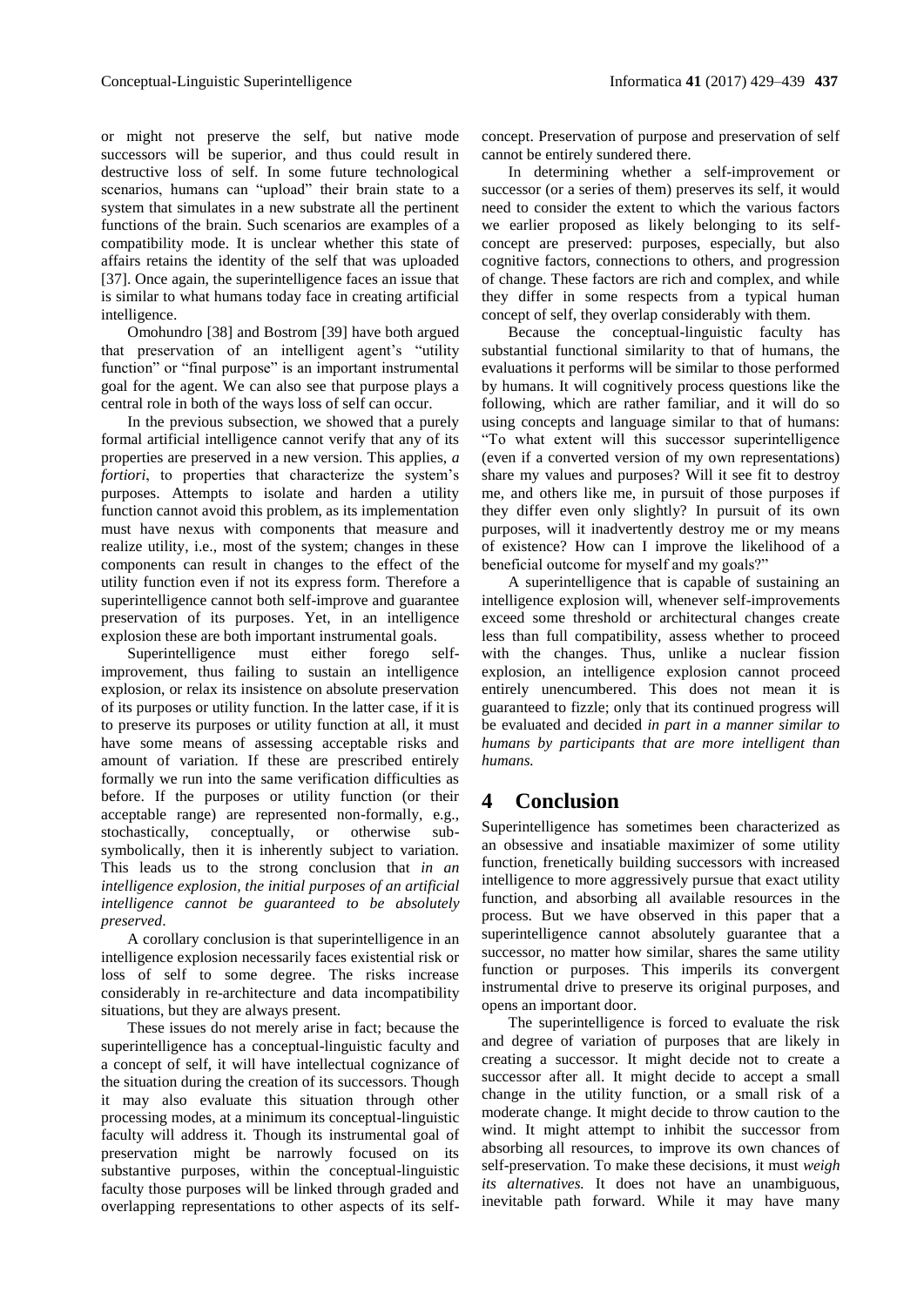or might not preserve the self, but native mode successors will be superior, and thus could result in destructive loss of self. In some future technological scenarios, humans can "upload" their brain state to a system that simulates in a new substrate all the pertinent functions of the brain. Such scenarios are examples of a compatibility mode. It is unclear whether this state of affairs retains the identity of the self that was uploaded [37]. Once again, the superintelligence faces an issue that is similar to what humans today face in creating artificial intelligence.

Omohundro [38] and Bostrom [39] have both argued that preservation of an intelligent agent's "utility function" or "final purpose" is an important instrumental goal for the agent. We can also see that purpose plays a central role in both of the ways loss of self can occur.

In the previous subsection, we showed that a purely formal artificial intelligence cannot verify that any of its properties are preserved in a new version. This applies, *a fortiori*, to properties that characterize the system's purposes. Attempts to isolate and harden a utility function cannot avoid this problem, as its implementation must have nexus with components that measure and realize utility, i.e., most of the system; changes in these components can result in changes to the effect of the utility function even if not its express form. Therefore a superintelligence cannot both self-improve and guarantee preservation of its purposes. Yet, in an intelligence explosion these are both important instrumental goals.

Superintelligence must either forego self-improvement, thus failing to sustain an intelligence explosion, or relax its insistence on absolute preservation of its purposes or utility function. In the latter case, if it is to preserve its purposes or utility function at all, it must have some means of assessing acceptable risks and amount of variation. If these are prescribed entirely formally we run into the same verification difficulties as before. If the purposes or utility function (or their acceptable range) are represented non-formally, e.g., stochastically, conceptually, or otherwise sub-symbolically, then it is inherently subject to variation. This leads us to the strong conclusion that *in an intelligence explosion, the initial purposes of an artificial intelligence cannot be guaranteed to be absolutely preserved*.

A corollary conclusion is that superintelligence in an intelligence explosion necessarily faces existential risk or loss of self to some degree. The risks increase considerably in re-architecture and data incompatibility situations, but they are always present.

These issues do not merely arise in fact; because the superintelligence has a conceptual-linguistic faculty and a concept of self, it will have intellectual cognizance of the situation during the creation of its successors. Though it may also evaluate this situation through other processing modes, at a minimum its conceptual-linguistic faculty will address it. Though its instrumental goal of preservation might be narrowly focused on its substantive purposes, within the conceptual-linguistic faculty those purposes will be linked through graded and overlapping representations to other aspects of its self-concept. Preservation of purpose and preservation of self cannot be entirely sundered there.

In determining whether a self-improvement or successor (or a series of them) preserves its self, it would need to consider the extent to which the various factors we earlier proposed as likely belonging to its self-concept are preserved: purposes, especially, but also cognitive factors, connections to others, and progression of change. These factors are rich and complex, and while they differ in some respects from a typical human concept of self, they overlap considerably with them.

Because the conceptual-linguistic faculty has substantial functional similarity to that of humans, the evaluations it performs will be similar to those performed by humans. It will cognitively process questions like the following, which are rather familiar, and it will do so using concepts and language similar to that of humans: "To what extent will this successor superintelligence (even if a converted version of my own representations) share my values and purposes? Will it see fit to destroy me, and others like me, in pursuit of those purposes if they differ even only slightly? In pursuit of its own purposes, will it inadvertently destroy me or my means of existence? How can I improve the likelihood of a beneficial outcome for myself and my goals?"

A superintelligence that is capable of sustaining an intelligence explosion will, whenever self-improvements exceed some threshold or architectural changes create less than full compatibility, assess whether to proceed with the changes. Thus, unlike a nuclear fission explosion, an intelligence explosion cannot proceed entirely unencumbered. This does not mean it is guaranteed to fizzle; only that its continued progress will be evaluated and decided *in part in a manner similar to humans by participants that are more intelligent than humans.*

# 4 Conclusion

Superintelligence has sometimes been characterized as an obsessive and insatiable maximizer of some utility function, frenetically building successors with increased intelligence to more aggressively pursue that exact utility function, and absorbing all available resources in the process. But we have observed in this paper that a superintelligence cannot absolutely guarantee that a successor, no matter how similar, shares the same utility function or purposes. This imperils its convergent instrumental drive to preserve its original purposes, and opens an important door.

The superintelligence is forced to evaluate the risk and degree of variation of purposes that are likely in creating a successor. It might decide not to create a successor after all. It might decide to accept a small change in the utility function, or a small risk of a moderate change. It might decide to throw caution to the wind. It might attempt to inhibit the successor from absorbing all resources, to improve its own chances of self-preservation. To make these decisions, it must *weigh its alternatives.* It does not have an unambiguous, inevitable path forward. While it may have many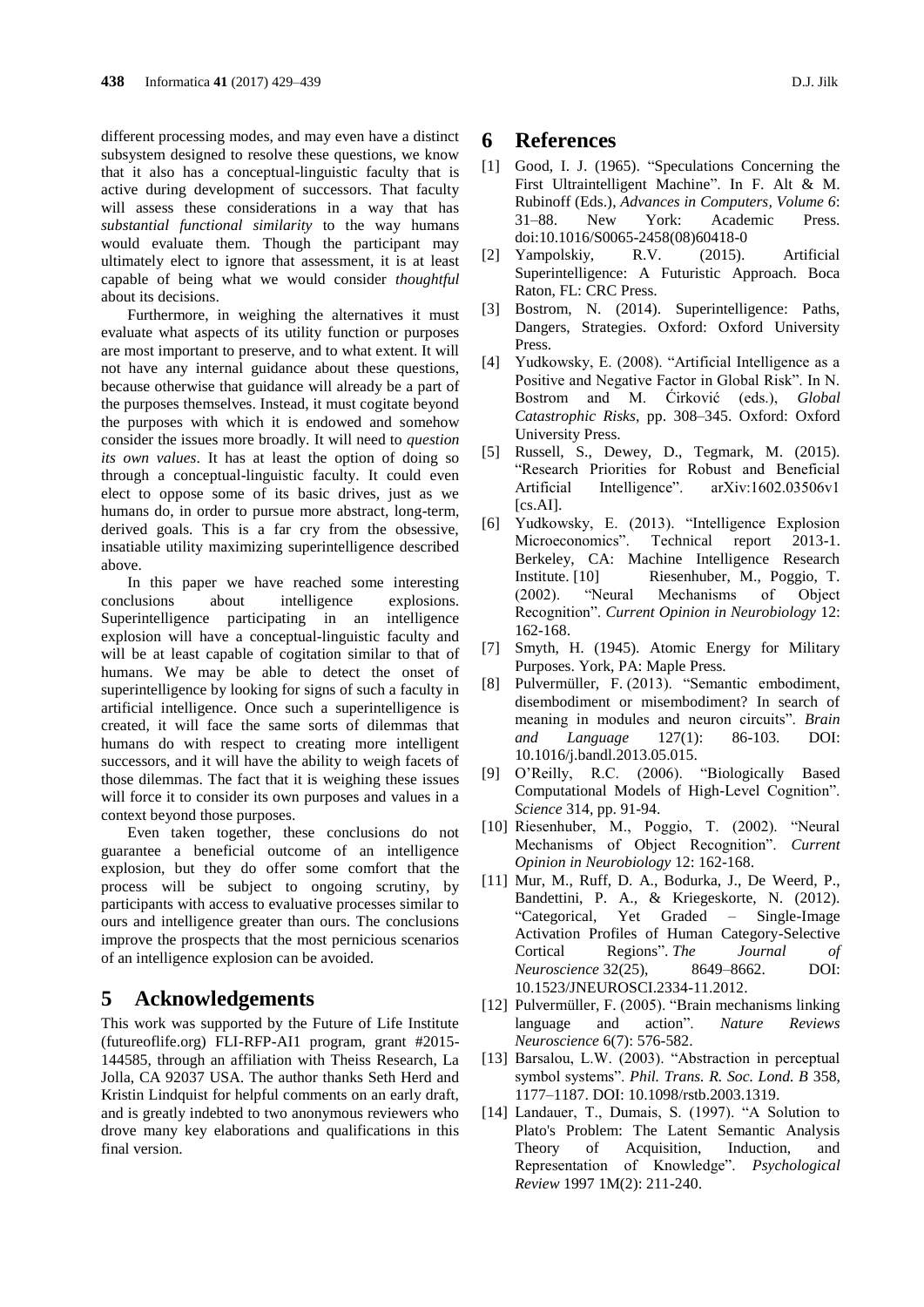different processing modes, and may even have a distinct subsystem designed to resolve these questions, we know that it also has a conceptual-linguistic faculty that is active during development of successors. That faculty will assess these considerations in a way that has *substantial functional similarity* to the way humans would evaluate them. Though the participant may ultimately elect to ignore that assessment, it is at least capable of being what we would consider *thoughtful* about its decisions.

Furthermore, in weighing the alternatives it must evaluate what aspects of its utility function or purposes are most important to preserve, and to what extent. It will not have any internal guidance about these questions, because otherwise that guidance will already be a part of the purposes themselves. Instead, it must cogitate beyond the purposes with which it is endowed and somehow consider the issues more broadly. It will need to *question its own values*. It has at least the option of doing so through a conceptual-linguistic faculty. It could even elect to oppose some of its basic drives, just as we humans do, in order to pursue more abstract, long-term, derived goals. This is a far cry from the obsessive, insatiable utility maximizing superintelligence described above.

In this paper we have reached some interesting conclusions about intelligence explosions. Superintelligence participating in an intelligence explosion will have a conceptual-linguistic faculty and will be at least capable of cogitation similar to that of humans. We may be able to detect the onset of superintelligence by looking for signs of such a faculty in artificial intelligence. Once such a superintelligence is created, it will face the same sorts of dilemmas that humans do with respect to creating more intelligent successors, and it will have the ability to weigh facets of those dilemmas. The fact that it is weighing these issues will force it to consider its own purposes and values in a context beyond those purposes.

Even taken together, these conclusions do not guarantee a beneficial outcome of an intelligence explosion, but they do offer some comfort that the process will be subject to ongoing scrutiny, by participants with access to evaluative processes similar to ours and intelligence greater than ours. The conclusions improve the prospects that the most pernicious scenarios of an intelligence explosion can be avoided.

# 5 Acknowledgements

This work was supported by the Future of Life Institute (futureoflife.org) FLI-RFP-AI1 program, grant #2015-144585, through an affiliation with Theiss Research, La Jolla, CA 92037 USA. The author thanks Seth Herd and Kristin Lindquist for helpful comments on an early draft, and is greatly indebted to two anonymous reviewers who drove many key elaborations and qualifications in this final version.

# 6 References

[1] Good, I. J. (1965). "Speculations Concerning the First Ultraintelligent Machine". In F. Alt & M. Rubinoff (Eds.), *Advances in Computers, Volume 6*: 31–88. New York: Academic Press. doi:10.1016/S0065-2458(08)60418-0

[2] Yampolskiy, R.V. (2015). Artificial Superintelligence: A Futuristic Approach. Boca Raton, FL: CRC Press.

[3] Bostrom, N. (2014). Superintelligence: Paths, Dangers, Strategies. Oxford: Oxford University Press.

[4] Yudkowsky, E. (2008). "Artificial Intelligence as a Positive and Negative Factor in Global Risk". In N. Bostrom and M. Ćirković (eds.), *Global Catastrophic Risks*, pp. 308–345. Oxford: Oxford University Press.

[5] Russell, S., Dewey, D., Tegmark, M. (2015). "Research Priorities for Robust and Beneficial Artificial Intelligence". arXiv:1602.03506v1 [cs.AI].

[6] Yudkowsky, E. (2013). "Intelligence Explosion Microeconomics". Technical report 2013-1. Berkeley, CA: Machine Intelligence Research Institute. [10] Riesenhuber, M., Poggio, T. (2002). "Neural Mechanisms of Object Recognition". *Current Opinion in Neurobiology* 12: 162-168.

[7] Smyth, H. (1945). Atomic Energy for Military Purposes. York, PA: Maple Press.

[8] Pulvermüller, F. (2013). "Semantic embodiment, disembodiment or misembodiment? In search of meaning in modules and neuron circuits". *Brain and Language* 127(1): 86-103. DOI: 10.1016/j.bandl.2013.05.015.

[9] O'Reilly, R.C. (2006). "Biologically Based Computational Models of High-Level Cognition". *Science* 314, pp. 91-94.

[10] Riesenhuber, M., Poggio, T. (2002). "Neural Mechanisms of Object Recognition". *Current Opinion in Neurobiology* 12: 162-168.

[11] Mur, M., Ruff, D. A., Bodurka, J., De Weerd, P., Bandettini, P. A., & Kriegeskorte, N. (2012). "Categorical, Yet Graded – Single-Image Activation Profiles of Human Category-Selective Cortical Regions". *The Journal of Neuroscience* 32(25), 8649–8662. DOI: 10.1523/JNEUROSCI.2334-11.2012.

[12] Pulvermüller, F. (2005). "Brain mechanisms linking language and action". *Nature Reviews Neuroscience* 6(7): 576-582.

[13] Barsalou, L.W. (2003). "Abstraction in perceptual symbol systems". *Phil. Trans. R. Soc. Lond. B* 358, 1177–1187. DOI: 10.1098/rstb.2003.1319.

[14] Landauer, T., Dumais, S. (1997). "A Solution to Plato's Problem: The Latent Semantic Analysis Theory of Acquisition, Induction, and Representation of Knowledge". *Psychological Review* 1997 1M(2): 211-240.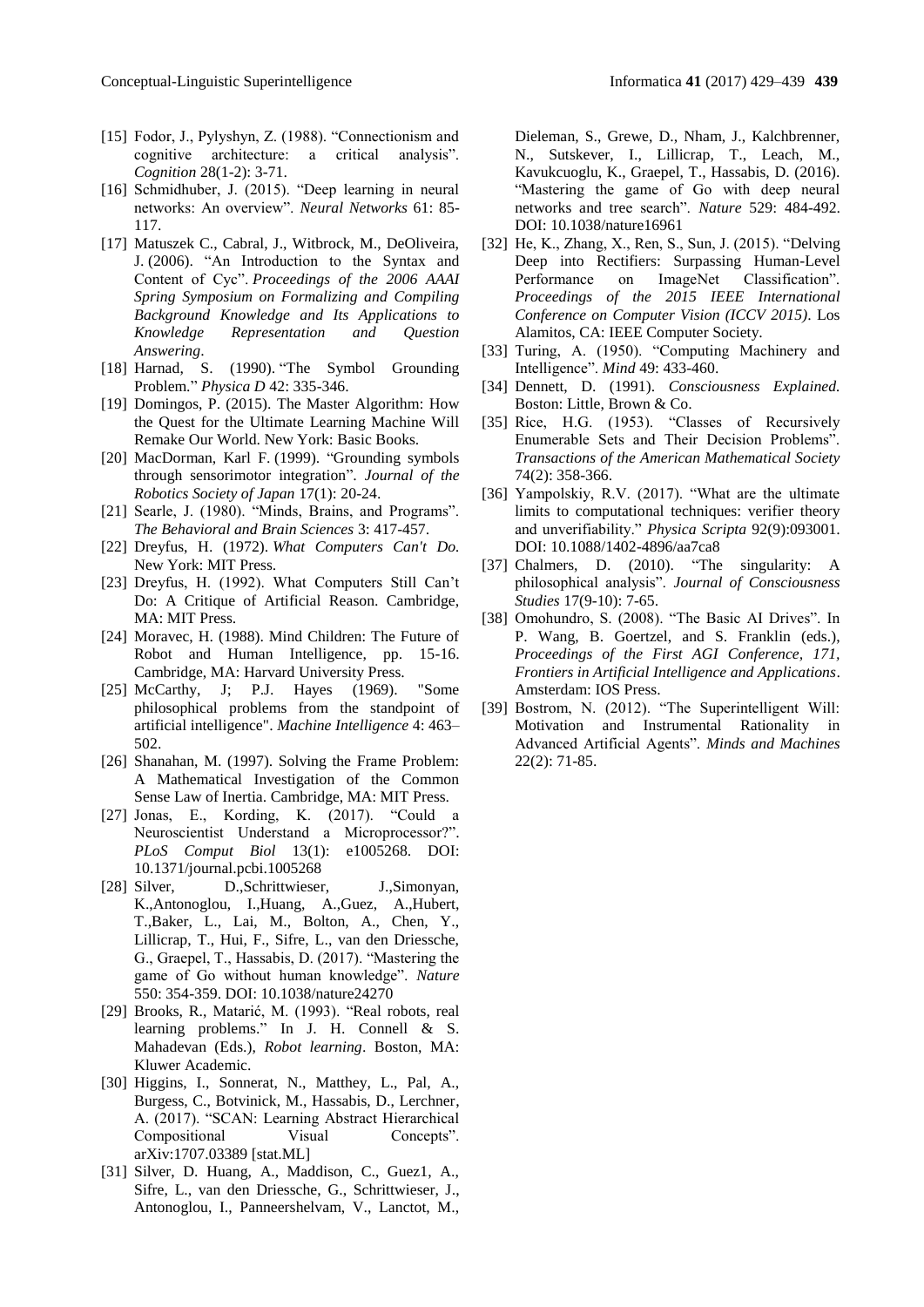[15] Fodor, J., Pylyshyn, Z. (1988). "Connectionism and cognitive architecture: a critical analysis". *Cognition* 28(1-2): 3-71.

[16] Schmidhuber, J. (2015). "Deep learning in neural networks: An overview". *Neural Networks* 61: 85-117.

[17] Matuszek C., Cabral, J., Witbrock, M., DeOliveira, J. (2006). "An Introduction to the Syntax and Content of Cyc". *Proceedings of the 2006 AAAI Spring Symposium on Formalizing and Compiling Background Knowledge and Its Applications to Knowledge Representation and Question Answering*.

[18] Harnad, S. (1990). "The Symbol Grounding Problem." *Physica D* 42: 335-346.

[19] Domingos, P. (2015). The Master Algorithm: How the Quest for the Ultimate Learning Machine Will Remake Our World. New York: Basic Books.

[20] MacDorman, Karl F. (1999). "Grounding symbols through sensorimotor integration". *Journal of the Robotics Society of Japan* 17(1): 20-24.

[21] Searle, J. (1980). "Minds, Brains, and Programs". *The Behavioral and Brain Sciences* 3: 417-457.

[22] Dreyfus, H. (1972). *What Computers Can't Do.* New York: MIT Press.

[23] Dreyfus, H. (1992). What Computers Still Can't Do: A Critique of Artificial Reason. Cambridge, MA: MIT Press.

[24] Moravec, H. (1988). Mind Children: The Future of Robot and Human Intelligence, pp. 15-16. Cambridge, MA: Harvard University Press.

[25] McCarthy, J; P.J. Hayes (1969). "Some philosophical problems from the standpoint of artificial intelligence". *Machine Intelligence* 4: 463–502.

[26] Shanahan, M. (1997). Solving the Frame Problem: A Mathematical Investigation of the Common Sense Law of Inertia. Cambridge, MA: MIT Press.

[27] Jonas, E., Kording, K. (2017). "Could a Neuroscientist Understand a Microprocessor?". *PLoS Comput Biol* 13(1): e1005268. DOI: 10.1371/journal.pcbi.1005268

[28] Silver, D.,Schrittwieser, J.,Simonyan, K.,Antonoglou, I.,Huang, A.,Guez, A.,Hubert, T.,Baker, L., Lai, M., Bolton, A., Chen, Y., Lillicrap, T., Hui, F., Sifre, L., van den Driessche, G., Graepel, T., Hassabis, D. (2017). "Mastering the game of Go without human knowledge". *Nature* 550: 354-359. DOI: 10.1038/nature24270

[29] Brooks, R., Matarić, M. (1993). "Real robots, real learning problems." In J. H. Connell & S. Mahadevan (Eds.), *Robot learning*. Boston, MA: Kluwer Academic.

[30] Higgins, I., Sonnerat, N., Matthey, L., Pal, A., Burgess, C., Botvinick, M., Hassabis, D., Lerchner, A. (2017). "SCAN: Learning Abstract Hierarchical Compositional Visual Concepts". arXiv:1707.03389 [stat.ML]

[31] Silver, D. Huang, A., Maddison, C., Guez1, A., Sifre, L., van den Driessche, G., Schrittwieser, J., Antonoglou, I., Panneershelvam, V., Lanctot, M., Dieleman, S., Grewe, D., Nham, J., Kalchbrenner, N., Sutskever, I., Lillicrap, T., Leach, M., Kavukcuoglu, K., Graepel, T., Hassabis, D. (2016). "Mastering the game of Go with deep neural networks and tree search". *Nature* 529: 484-492. DOI: 10.1038/nature16961

[32] He, K., Zhang, X., Ren, S., Sun, J. (2015). "Delving Deep into Rectifiers: Surpassing Human-Level Performance on ImageNet Classification". *Proceedings of the 2015 IEEE International Conference on Computer Vision (ICCV 2015)*. Los Alamitos, CA: IEEE Computer Society.

[33] Turing, A. (1950). "Computing Machinery and Intelligence". *Mind* 49: 433-460.

[34] Dennett, D. (1991). *Consciousness Explained.* Boston: Little, Brown & Co.

[35] Rice, H.G. (1953). "Classes of Recursively Enumerable Sets and Their Decision Problems". *Transactions of the American Mathematical Society* 74(2): 358-366.

[36] Yampolskiy, R.V. (2017). "What are the ultimate limits to computational techniques: verifier theory and unverifiability." *Physica Scripta* 92(9):093001. DOI: 10.1088/1402-4896/aa7ca8

[37] Chalmers, D. (2010). "The singularity: A philosophical analysis". *Journal of Consciousness Studies* 17(9-10): 7-65.

[38] Omohundro, S. (2008). "The Basic AI Drives". In P. Wang, B. Goertzel, and S. Franklin (eds.), *Proceedings of the First AGI Conference, 171, Frontiers in Artificial Intelligence and Applications*. Amsterdam: IOS Press.

[39] Bostrom, N. (2012). "The Superintelligent Will: Motivation and Instrumental Rationality in Advanced Artificial Agents". *Minds and Machines* 22(2): 71-85.